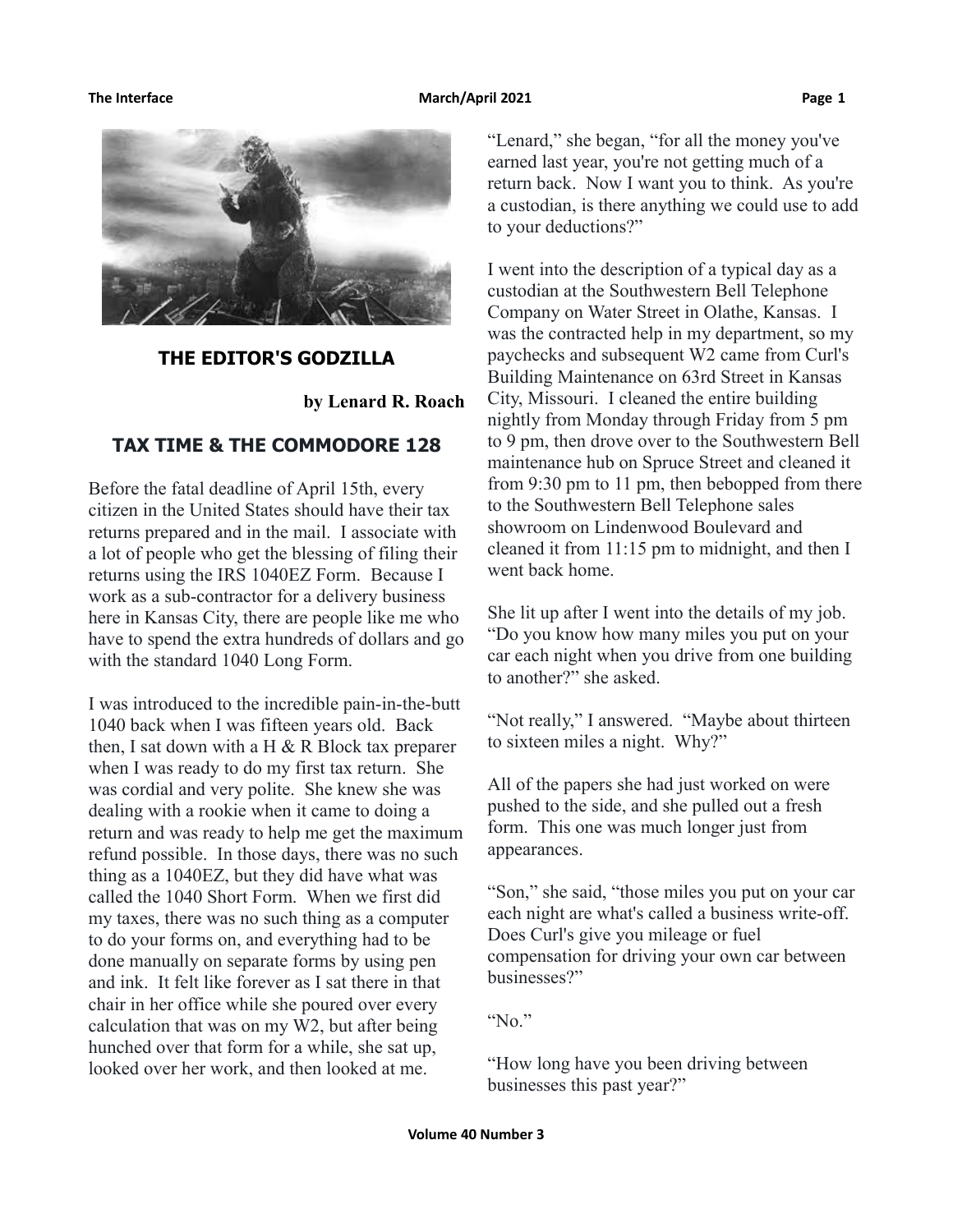## THE EDITOR'S GODZILLA

**by Lenard R. Roach**

## TAX TIME & THE COMMODORE 128

Before the fatal deadline of April 15th, every citizen in the United States should have their tax returns prepared and in the mail. I associate with a lot of people who get the blessing of filing their returns using the IRS 1040EZ Form. Because I work as a sub-contractor for a delivery business here in Kansas City, there are people like me who have to spend the extra hundreds of dollars and go with the standard 1040 Long Form.

I was introduced to the incredible pain-in-the-butt 1040 back when I was fifteen years old. Back then, I sat down with a H & R Block tax preparer when I was ready to do my first tax return. She was cordial and very polite. She knew she was dealing with a rookie when it came to doing a return and was ready to help me get the maximum refund possible. In those days, there was no such thing as a 1040EZ, but they did have what was called the 1040 Short Form. When we first did my taxes, there was no such thing as a computer to do your forms on, and everything had to be done manually on separate forms by using pen and ink. It felt like forever as I sat there in that chair in her office while she poured over every calculation that was on my W2, but after being hunched over that form for a while, she sat up, looked over her work, and then looked at me.

"Lenard," she began, "for all the money you've earned last year, you're not getting much of a return back. Now I want you to think. As you're a custodian, is there anything we could use to add to your deductions?"

I went into the description of a typical day as a custodian at the Southwestern Bell Telephone Company on Water Street in Olathe, Kansas. I was the contracted help in my department, so my paychecks and subsequent W2 came from Curl's Building Maintenance on 63rd Street in Kansas City, Missouri. I cleaned the entire building nightly from Monday through Friday from 5 pm to 9 pm, then drove over to the Southwestern Bell maintenance hub on Spruce Street and cleaned it from 9:30 pm to 11 pm, then bebopped from there to the Southwestern Bell Telephone sales showroom on Lindenwood Boulevard and cleaned it from 11:15 pm to midnight, and then I went back home.

She lit up after I went into the details of my job. "Do you know how many miles you put on your car each night when you drive from one building to another?" she asked.

"Not really," I answered. "Maybe about thirteen to sixteen miles a night. Why?"

All of the papers she had just worked on were pushed to the side, and she pulled out a fresh form. This one was much longer just from appearances.

"Son," she said, "those miles you put on your car each night are what's called a business write-off. Does Curl's give you mileage or fuel compensation for driving your own car between businesses?"

"No."

"How long have you been driving between businesses this past year?"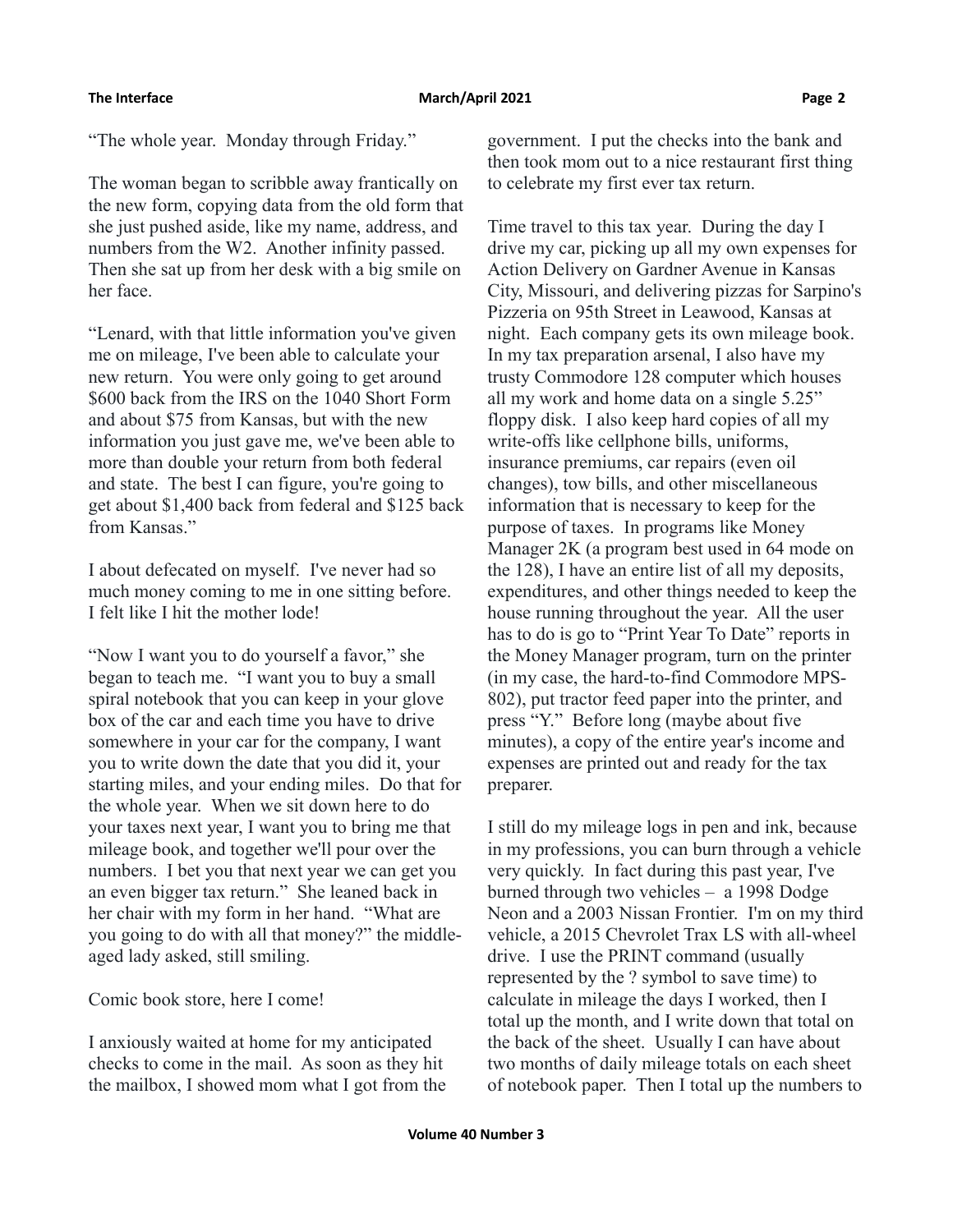"The whole year. Monday through Friday."

The woman began to scribble away frantically on the new form, copying data from the old form that she just pushed aside, like my name, address, and numbers from the W2. Another infinity passed. Then she sat up from her desk with a big smile on her face.

"Lenard, with that little information you've given me on mileage, I've been able to calculate your new return. You were only going to get around $600 back from the IRS on the 1040 Short Form and about $75 from Kansas, but with the new information you just gave me, we've been able to more than double your return from both federal and state. The best I can figure, you're going to get about $1,400 back from federal and $125 back from Kansas."

I about defecated on myself. I've never had so much money coming to me in one sitting before. I felt like I hit the mother lode!

"Now I want you to do yourself a favor," she began to teach me. "I want you to buy a small spiral notebook that you can keep in your glove box of the car and each time you have to drive somewhere in your car for the company, I want you to write down the date that you did it, your starting miles, and your ending miles. Do that for the whole year. When we sit down here to do your taxes next year, I want you to bring me that mileage book, and together we'll pour over the numbers. I bet you that next year we can get you an even bigger tax return." She leaned back in her chair with my form in her hand. "What are you going to do with all that money?" the middle-aged lady asked, still smiling.

Comic book store, here I come!

I anxiously waited at home for my anticipated checks to come in the mail. As soon as they hit the mailbox, I showed mom what I got from the government. I put the checks into the bank and then took mom out to a nice restaurant first thing to celebrate my first ever tax return.

Time travel to this tax year. During the day I drive my car, picking up all my own expenses for Action Delivery on Gardner Avenue in Kansas City, Missouri, and delivering pizzas for Sarpino's Pizzeria on 95th Street in Leawood, Kansas at night. Each company gets its own mileage book. In my tax preparation arsenal, I also have my trusty Commodore 128 computer which houses all my work and home data on a single 5.25" floppy disk. I also keep hard copies of all my write-offs like cellphone bills, uniforms, insurance premiums, car repairs (even oil changes), tow bills, and other miscellaneous information that is necessary to keep for the purpose of taxes. In programs like Money Manager 2K (a program best used in 64 mode on the 128), I have an entire list of all my deposits, expenditures, and other things needed to keep the house running throughout the year. All the user has to do is go to "Print Year To Date" reports in the Money Manager program, turn on the printer (in my case, the hard-to-find Commodore MPS-802), put tractor feed paper into the printer, and press "Y." Before long (maybe about five minutes), a copy of the entire year's income and expenses are printed out and ready for the tax preparer.

I still do my mileage logs in pen and ink, because in my professions, you can burn through a vehicle very quickly. In fact during this past year, I've burned through two vehicles – a 1998 Dodge Neon and a 2003 Nissan Frontier. I'm on my third vehicle, a 2015 Chevrolet Trax LS with all-wheel drive. I use the PRINT command (usually represented by the ? symbol to save time) to calculate in mileage the days I worked, then I total up the month, and I write down that total on the back of the sheet. Usually I can have about two months of daily mileage totals on each sheet of notebook paper. Then I total up the numbers to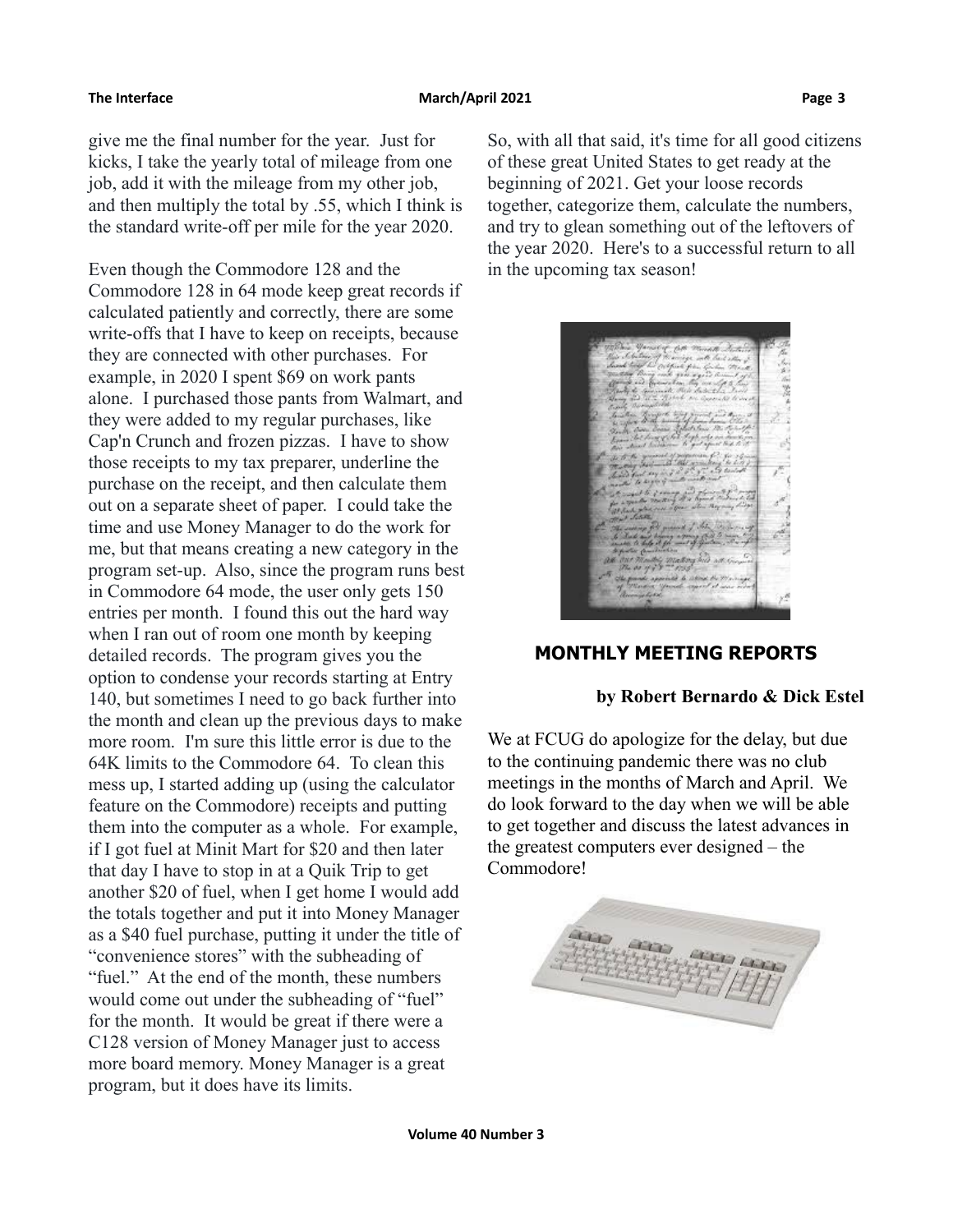give me the final number for the year. Just for kicks, I take the yearly total of mileage from one job, add it with the mileage from my other job, and then multiply the total by .55, which I think is the standard write-off per mile for the year 2020.

Even though the Commodore 128 and the Commodore 128 in 64 mode keep great records if calculated patiently and correctly, there are some write-offs that I have to keep on receipts, because they are connected with other purchases. For example, in 2020 I spent $69 on work pants alone. I purchased those pants from Walmart, and they were added to my regular purchases, like Cap'n Crunch and frozen pizzas. I have to show those receipts to my tax preparer, underline the purchase on the receipt, and then calculate them out on a separate sheet of paper. I could take the time and use Money Manager to do the work for me, but that means creating a new category in the program set-up. Also, since the program runs best in Commodore 64 mode, the user only gets 150 entries per month. I found this out the hard way when I ran out of room one month by keeping detailed records. The program gives you the option to condense your records starting at Entry 140, but sometimes I need to go back further into the month and clean up the previous days to make more room. I'm sure this little error is due to the 64K limits to the Commodore 64. To clean this mess up, I started adding up (using the calculator feature on the Commodore) receipts and putting them into the computer as a whole. For example, if I got fuel at Minit Mart for $20 and then later that day I have to stop in at a Quik Trip to get another $20 of fuel, when I get home I would add the totals together and put it into Money Manager as a $40 fuel purchase, putting it under the title of "convenience stores" with the subheading of "fuel." At the end of the month, these numbers would come out under the subheading of "fuel" for the month. It would be great if there were a C128 version of Money Manager just to access more board memory. Money Manager is a great program, but it does have its limits.

So, with all that said, it's time for all good citizens of these great United States to get ready at the beginning of 2021. Get your loose records together, categorize them, calculate the numbers, and try to glean something out of the leftovers of the year 2020. Here's to a successful return to all in the upcoming tax season!

## MONTHLY MEETING REPORTS

**by Robert Bernardo & Dick Estel**

We at FCUG do apologize for the delay, but due to the continuing pandemic there was no club meetings in the months of March and April. We do look forward to the day when we will be able to get together and discuss the latest advances in the greatest computers ever designed – the Commodore!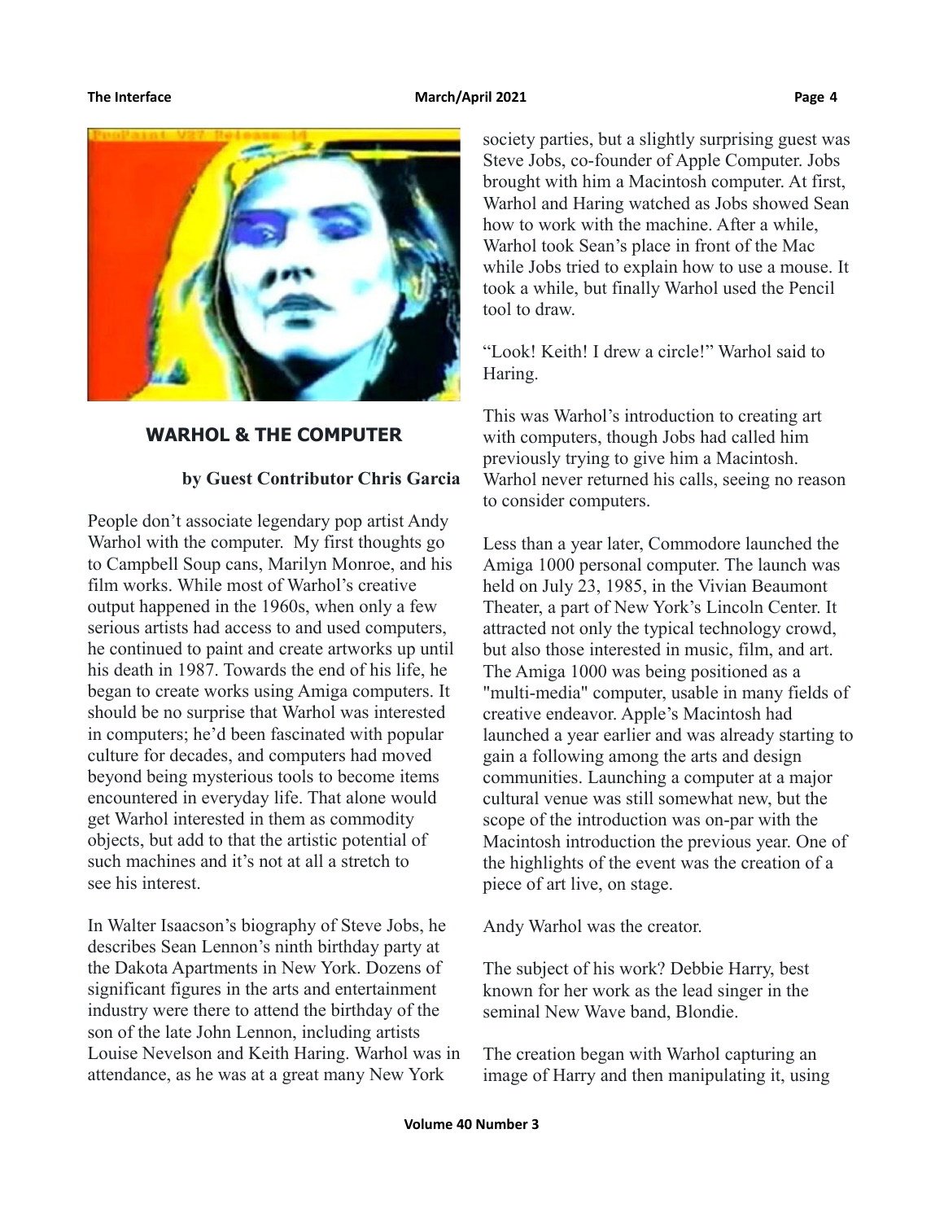## WARHOL & THE COMPUTER

**by Guest Contributor Chris Garcia**

People don't associate legendary pop artist Andy Warhol with the computer. My first thoughts go to Campbell Soup cans, Marilyn Monroe, and his film works. While most of Warhol's creative output happened in the 1960s, when only a few serious artists had access to and used computers, he continued to paint and create artworks up until his death in 1987. Towards the end of his life, he began to create works using Amiga computers. It should be no surprise that Warhol was interested in computers; he'd been fascinated with popular culture for decades, and computers had moved beyond being mysterious tools to become items encountered in everyday life. That alone would get Warhol interested in them as commodity objects, but add to that the artistic potential of such machines and it's not at all a stretch to see his interest.

In Walter Isaacson's biography of Steve Jobs, he describes Sean Lennon's ninth birthday party at the Dakota Apartments in New York. Dozens of significant figures in the arts and entertainment industry were there to attend the birthday of the son of the late John Lennon, including artists Louise Nevelson and Keith Haring. Warhol was in attendance, as he was at a great many New York society parties, but a slightly surprising guest was Steve Jobs, co-founder of Apple Computer. Jobs brought with him a Macintosh computer. At first, Warhol and Haring watched as Jobs showed Sean how to work with the machine. After a while, Warhol took Sean's place in front of the Mac while Jobs tried to explain how to use a mouse. It took a while, but finally Warhol used the Pencil tool to draw.

"Look! Keith! I drew a circle!" Warhol said to Haring.

This was Warhol's introduction to creating art with computers, though Jobs had called him previously trying to give him a Macintosh. Warhol never returned his calls, seeing no reason to consider computers.

Less than a year later, Commodore launched the Amiga 1000 personal computer. The launch was held on July 23, 1985, in the Vivian Beaumont Theater, a part of New York's Lincoln Center. It attracted not only the typical technology crowd, but also those interested in music, film, and art. The Amiga 1000 was being positioned as a "multi-media" computer, usable in many fields of creative endeavor. Apple's Macintosh had launched a year earlier and was already starting to gain a following among the arts and design communities. Launching a computer at a major cultural venue was still somewhat new, but the scope of the introduction was on-par with the Macintosh introduction the previous year. One of the highlights of the event was the creation of a piece of art live, on stage.

Andy Warhol was the creator.

The subject of his work? Debbie Harry, best known for her work as the lead singer in the seminal New Wave band, Blondie.

The creation began with Warhol capturing an image of Harry and then manipulating it, using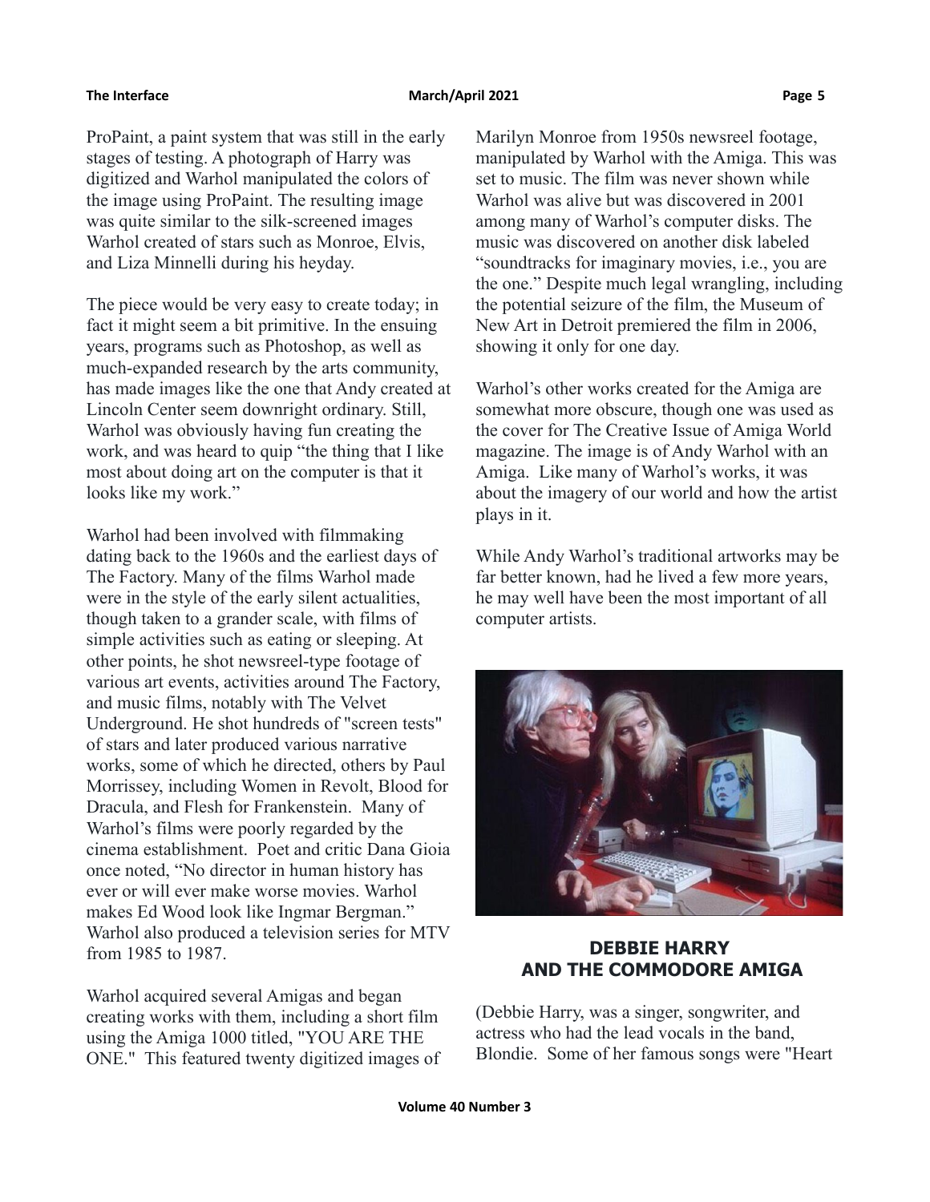ProPaint, a paint system that was still in the early stages of testing. A photograph of Harry was digitized and Warhol manipulated the colors of the image using ProPaint. The resulting image was quite similar to the silk-screened images Warhol created of stars such as Monroe, Elvis, and Liza Minnelli during his heyday.

The piece would be very easy to create today; in fact it might seem a bit primitive. In the ensuing years, programs such as Photoshop, as well as much-expanded research by the arts community, has made images like the one that Andy created at Lincoln Center seem downright ordinary. Still, Warhol was obviously having fun creating the work, and was heard to quip "the thing that I like most about doing art on the computer is that it looks like my work."

Warhol had been involved with filmmaking dating back to the 1960s and the earliest days of The Factory. Many of the films Warhol made were in the style of the early silent actualities, though taken to a grander scale, with films of simple activities such as eating or sleeping. At other points, he shot newsreel-type footage of various art events, activities around The Factory, and music films, notably with The Velvet Underground. He shot hundreds of "screen tests" of stars and later produced various narrative works, some of which he directed, others by Paul Morrissey, including Women in Revolt, Blood for Dracula, and Flesh for Frankenstein. Many of Warhol's films were poorly regarded by the cinema establishment. Poet and critic Dana Gioia once noted, "No director in human history has ever or will ever make worse movies. Warhol makes Ed Wood look like Ingmar Bergman." Warhol also produced a television series for MTV from 1985 to 1987.

Warhol acquired several Amigas and began creating works with them, including a short film using the Amiga 1000 titled, "YOU ARE THE ONE." This featured twenty digitized images of Marilyn Monroe from 1950s newsreel footage, manipulated by Warhol with the Amiga. This was set to music. The film was never shown while Warhol was alive but was discovered in 2001 among many of Warhol's computer disks. The music was discovered on another disk labeled "soundtracks for imaginary movies, i.e., you are the one." Despite much legal wrangling, including the potential seizure of the film, the Museum of New Art in Detroit premiered the film in 2006, showing it only for one day.

Warhol's other works created for the Amiga are somewhat more obscure, though one was used as the cover for The Creative Issue of Amiga World magazine. The image is of Andy Warhol with an Amiga. Like many of Warhol's works, it was about the imagery of our world and how the artist plays in it.

While Andy Warhol's traditional artworks may be far better known, had he lived a few more years, he may well have been the most important of all computer artists.

## DEBBIE HARRY AND THE COMMODORE AMIGA

(Debbie Harry, was a singer, songwriter, and actress who had the lead vocals in the band, Blondie. Some of her famous songs were "Heart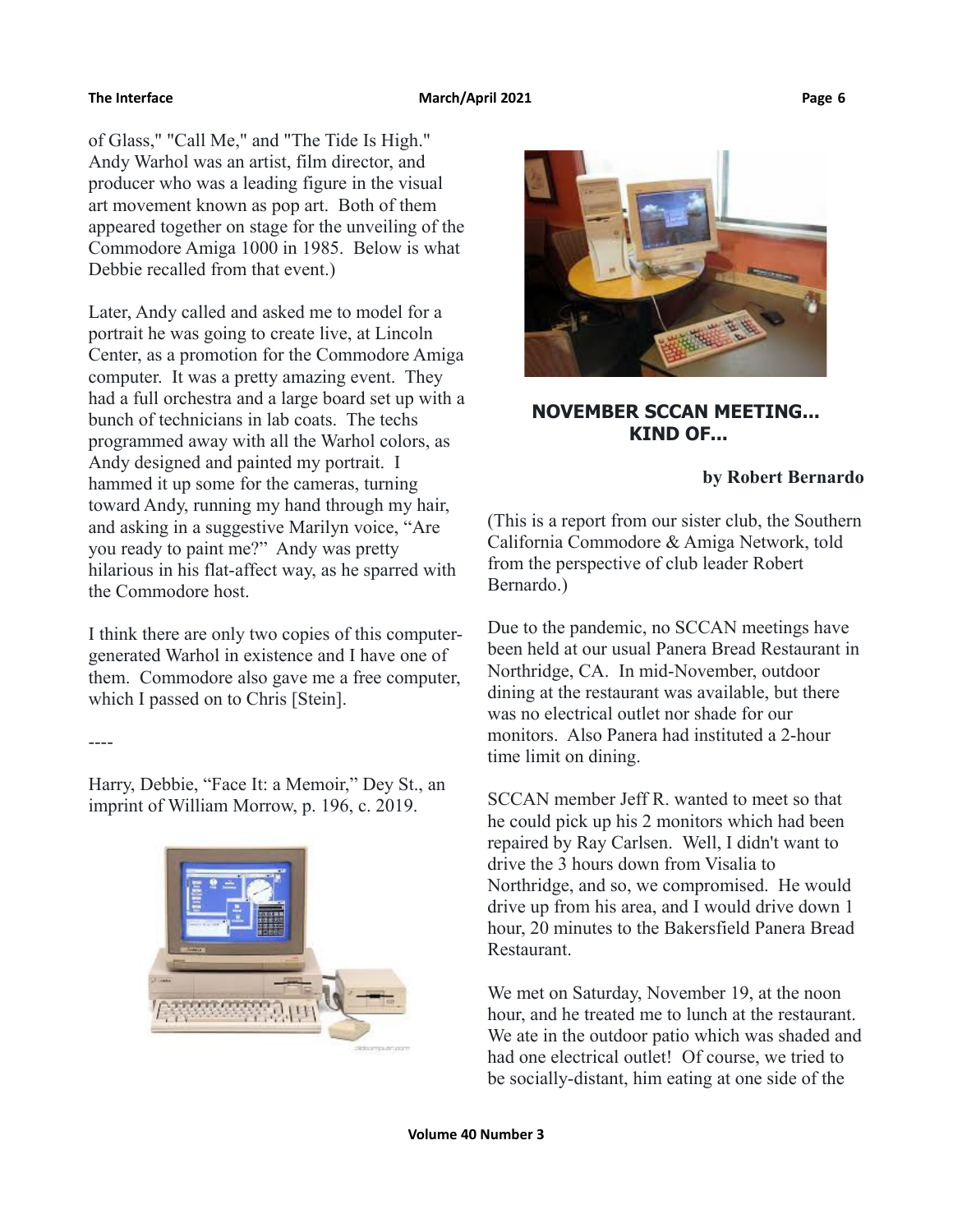of Glass," "Call Me," and "The Tide Is High." Andy Warhol was an artist, film director, and producer who was a leading figure in the visual art movement known as pop art. Both of them appeared together on stage for the unveiling of the Commodore Amiga 1000 in 1985. Below is what Debbie recalled from that event.)

Later, Andy called and asked me to model for a portrait he was going to create live, at Lincoln Center, as a promotion for the Commodore Amiga computer. It was a pretty amazing event. They had a full orchestra and a large board set up with a bunch of technicians in lab coats. The techs programmed away with all the Warhol colors, as Andy designed and painted my portrait. I hammed it up some for the cameras, turning toward Andy, running my hand through my hair, and asking in a suggestive Marilyn voice, "Are you ready to paint me?" Andy was pretty hilarious in his flat-affect way, as he sparred with the Commodore host.

I think there are only two copies of this computer-generated Warhol in existence and I have one of them. Commodore also gave me a free computer, which I passed on to Chris [Stein].

----

Harry, Debbie, "Face It: a Memoir," Dey St., an imprint of William Morrow, p. 196, c. 2019.

## NOVEMBER SCCAN MEETING... KIND OF...

**by Robert Bernardo**

(This is a report from our sister club, the Southern California Commodore & Amiga Network, told from the perspective of club leader Robert Bernardo.)

Due to the pandemic, no SCCAN meetings have been held at our usual Panera Bread Restaurant in Northridge, CA. In mid-November, outdoor dining at the restaurant was available, but there was no electrical outlet nor shade for our monitors. Also Panera had instituted a 2-hour time limit on dining.

SCCAN member Jeff R. wanted to meet so that he could pick up his 2 monitors which had been repaired by Ray Carlsen. Well, I didn't want to drive the 3 hours down from Visalia to Northridge, and so, we compromised. He would drive up from his area, and I would drive down 1 hour, 20 minutes to the Bakersfield Panera Bread Restaurant.

We met on Saturday, November 19, at the noon hour, and he treated me to lunch at the restaurant. We ate in the outdoor patio which was shaded and had one electrical outlet! Of course, we tried to be socially-distant, him eating at one side of the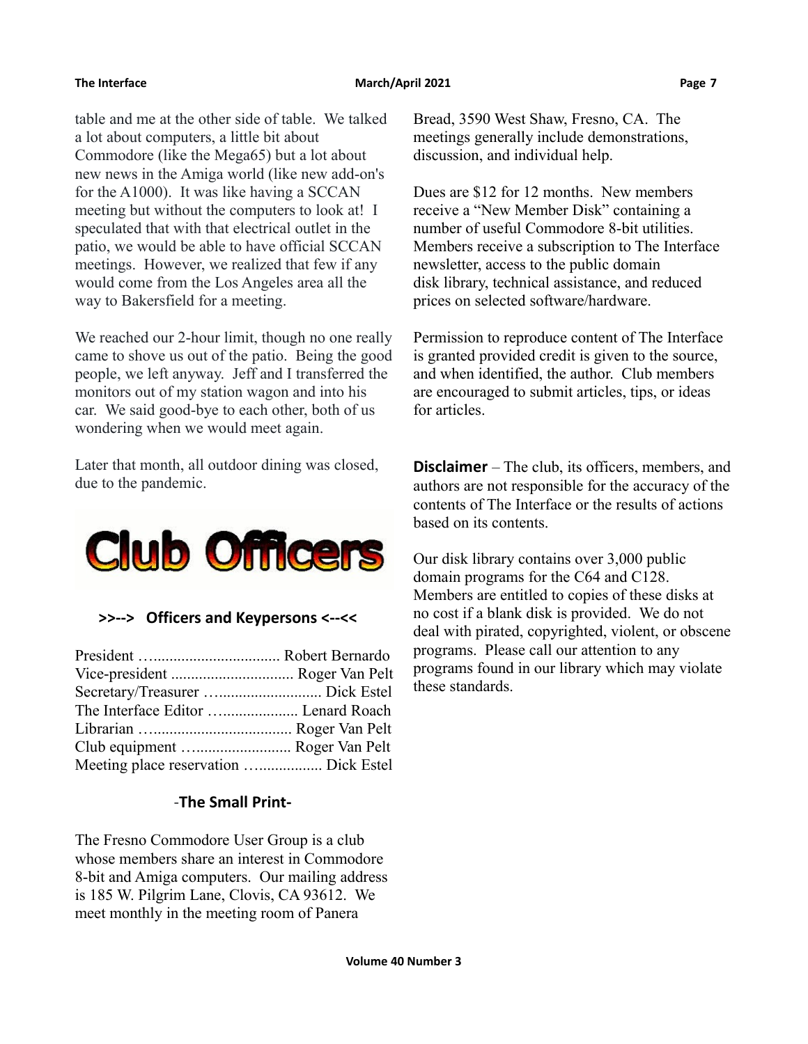table and me at the other side of table. We talked a lot about computers, a little bit about Commodore (like the Mega65) but a lot about new news in the Amiga world (like new add-on's for the A1000). It was like having a SCCAN meeting but without the computers to look at! I speculated that with that electrical outlet in the patio, we would be able to have official SCCAN meetings. However, we realized that few if any would come from the Los Angeles area all the way to Bakersfield for a meeting.

We reached our 2-hour limit, though no one really came to shove us out of the patio. Being the good people, we left anyway. Jeff and I transferred the monitors out of my station wagon and into his car. We said good-bye to each other, both of us wondering when we would meet again.

Later that month, all outdoor dining was closed, due to the pandemic.

# Club Officers

### >>--> Officers and Keypersons <--<<

President …................................ Robert Bernardo
Vice-president ............................... Roger Van Pelt
Secretary/Treasurer …......................... Dick Estel
The Interface Editor …................... Lenard Roach
Librarian …................................... Roger Van Pelt
Club equipment …......................... Roger Van Pelt
Meeting place reservation …............... Dick Estel

### -The Small Print-

The Fresno Commodore User Group is a club whose members share an interest in Commodore 8-bit and Amiga computers. Our mailing address is 185 W. Pilgrim Lane, Clovis, CA 93612. We meet monthly in the meeting room of Panera Bread, 3590 West Shaw, Fresno, CA. The meetings generally include demonstrations, discussion, and individual help.

Dues are $12 for 12 months. New members receive a "New Member Disk" containing a number of useful Commodore 8-bit utilities. Members receive a subscription to The Interface newsletter, access to the public domain disk library, technical assistance, and reduced prices on selected software/hardware.

Permission to reproduce content of The Interface is granted provided credit is given to the source, and when identified, the author. Club members are encouraged to submit articles, tips, or ideas for articles.

**Disclaimer** – The club, its officers, members, and authors are not responsible for the accuracy of the contents of The Interface or the results of actions based on its contents.

Our disk library contains over 3,000 public domain programs for the C64 and C128. Members are entitled to copies of these disks at no cost if a blank disk is provided. We do not deal with pirated, copyrighted, violent, or obscene programs. Please call our attention to any programs found in our library which may violate these standards.